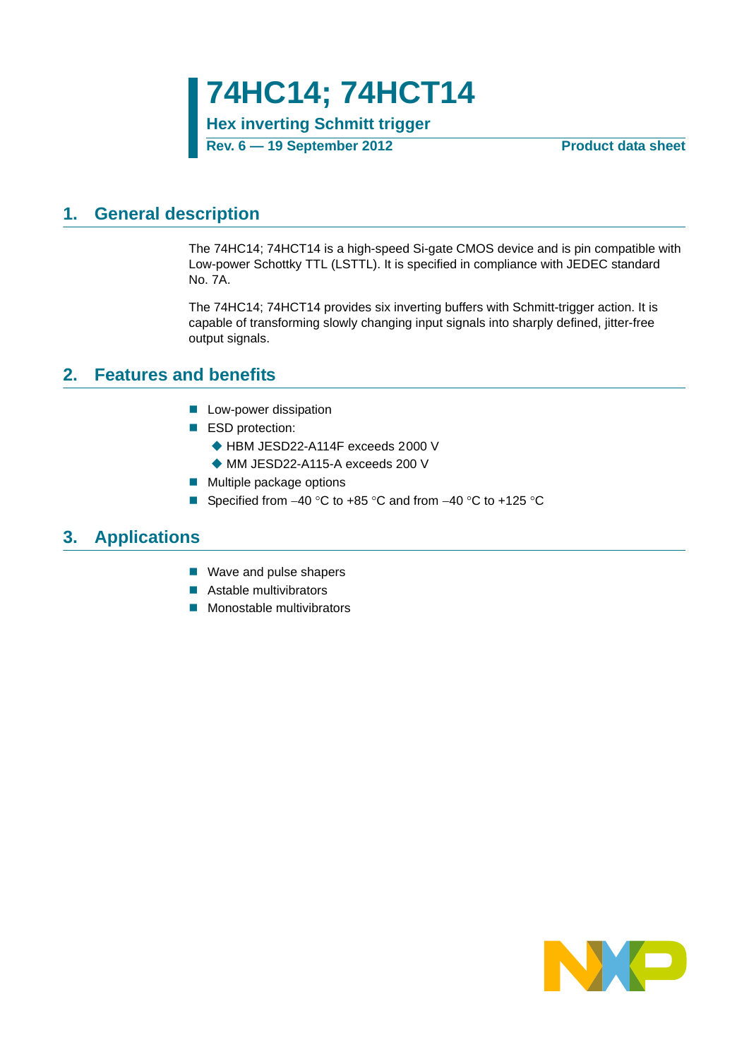# 74HC14; 74HCT14

**Hex inverting Schmitt trigger**

**Rev. 6 — 19 September 2012** **Product data sheet**

## 1. General description

The 74HC14; 74HCT14 is a high-speed Si-gate CMOS device and is pin compatible with Low-power Schottky TTL (LSTTL). It is specified in compliance with JEDEC standard No. 7A.

The 74HC14; 74HCT14 provides six inverting buffers with Schmitt-trigger action. It is capable of transforming slowly changing input signals into sharply defined, jitter-free output signals.

## 2. Features and benefits

- Low-power dissipation
- ESD protection:
  - HBM JESD22-A114F exceeds 2000 V
  - MM JESD22-A115-A exceeds 200 V
- Multiple package options
- Specified from −40 °C to +85 °C and from −40 °C to +125 °C

## 3. Applications

- Wave and pulse shapers
- Astable multivibrators
- Monostable multivibrators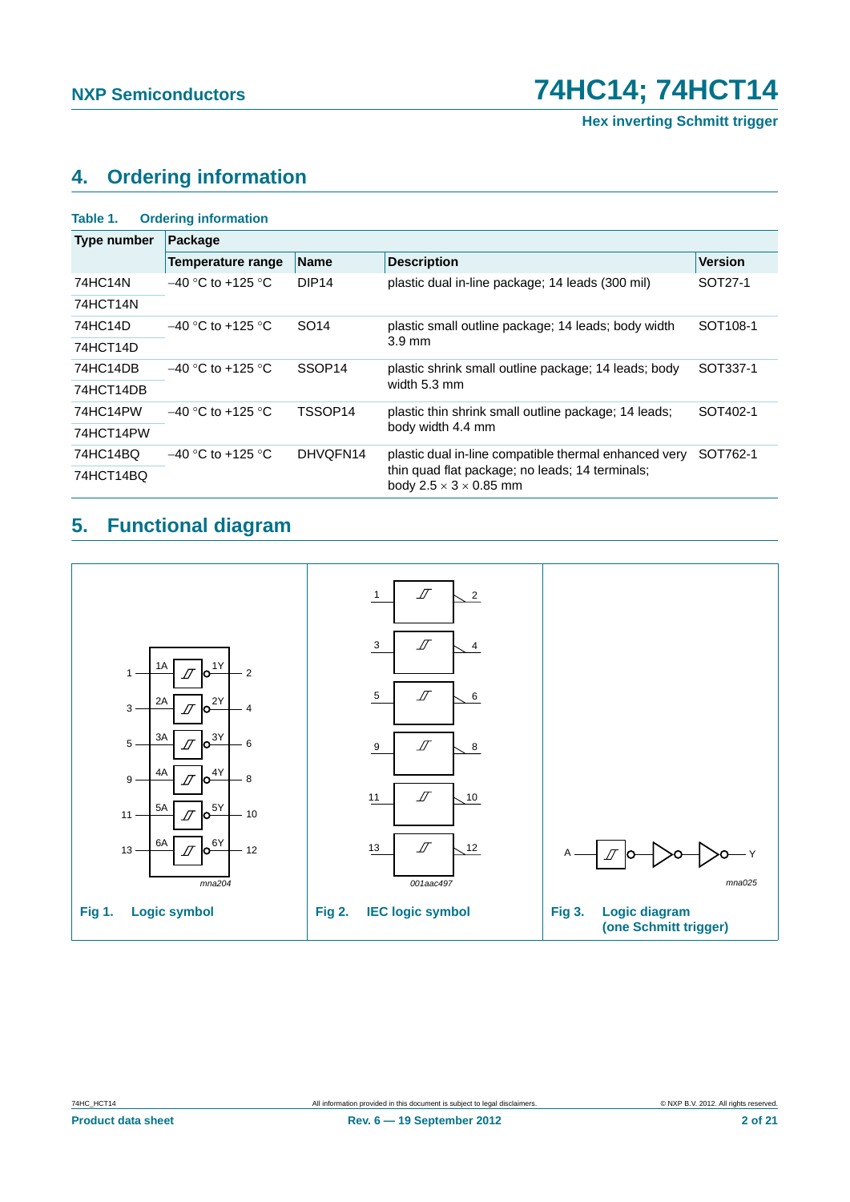## 4. Ordering information

**Table 1. Ordering information**

| Type number | Package | | | |
|---|---|---|---|---|
| | **Temperature range** | **Name** | **Description** | **Version** |
| 74HC14N | −40 °C to +125 °C | DIP14 | plastic dual in-line package; 14 leads (300 mil) | SOT27-1 |
| 74HCT14N | | | | |
| 74HC14D | −40 °C to +125 °C | SO14 | plastic small outline package; 14 leads; body width 3.9 mm | SOT108-1 |
| 74HCT14D | | | | |
| 74HC14DB | −40 °C to +125 °C | SSOP14 | plastic shrink small outline package; 14 leads; body width 5.3 mm | SOT337-1 |
| 74HCT14DB | | | | |
| 74HC14PW | −40 °C to +125 °C | TSSOP14 | plastic thin shrink small outline package; 14 leads; body width 4.4 mm | SOT402-1 |
| 74HCT14PW | | | | |
| 74HC14BQ | −40 °C to +125 °C | DHVQFN14 | plastic dual in-line compatible thermal enhanced very thin quad flat package; no leads; 14 terminals; body 2.5 × 3 × 0.85 mm | SOT762-1 |
| 74HCT14BQ | | | | |

## 5. Functional diagram

**Fig 1. Logic symbol**

**Fig 2. IEC logic symbol**

**Fig 3. Logic diagram (one Schmitt trigger)**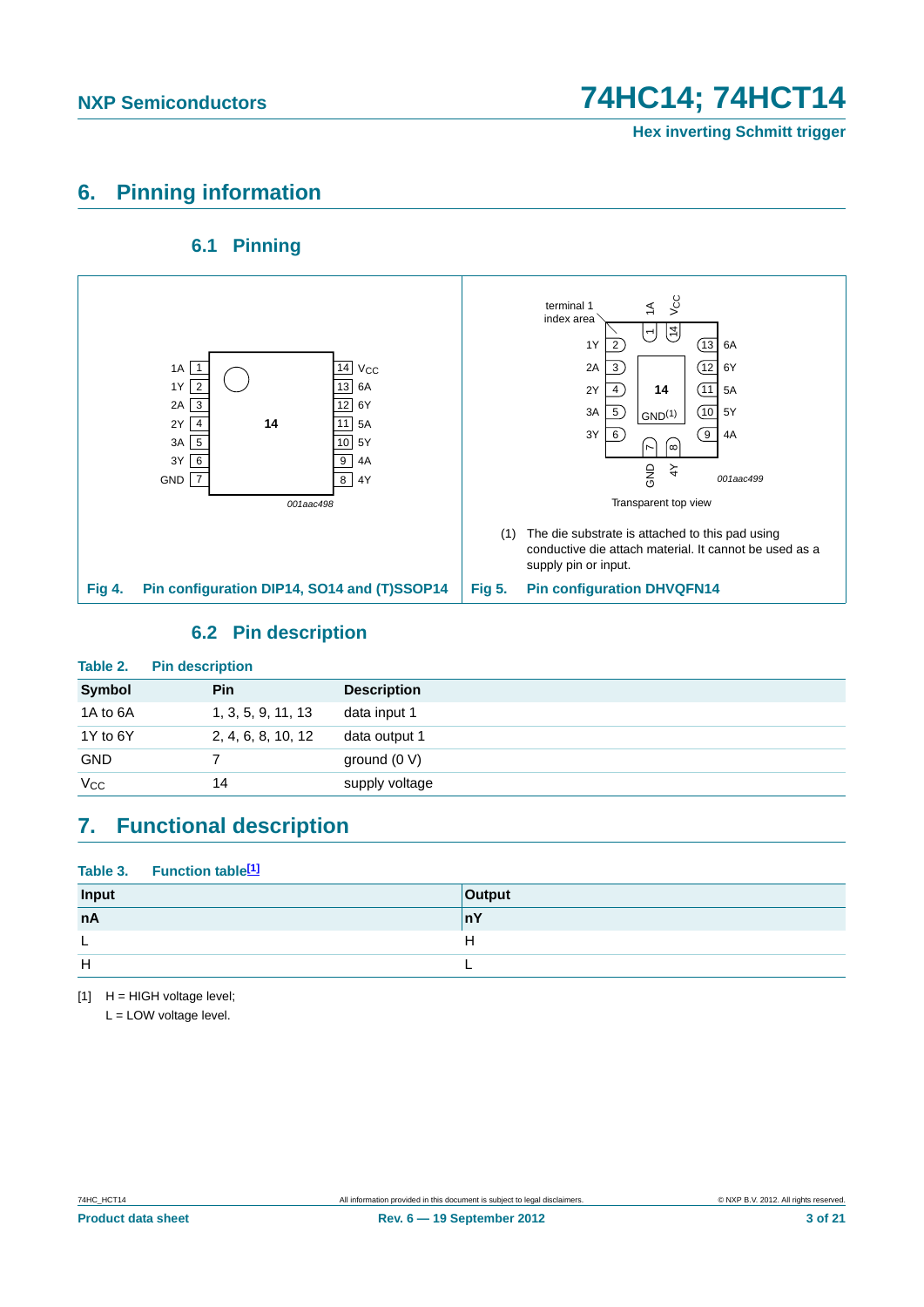## 6. Pinning information

### 6.1 Pinning

**Fig 4.** Pin configuration DIP14, SO14 and (T)SSOP14

**Fig 5.** Pin configuration DHVQFN14

Transparent top view

(1) The die substrate is attached to this pad using conductive die attach material. It cannot be used as a supply pin or input.

### 6.2 Pin description

**Table 2. Pin description**

| Symbol | Pin | Description |
|---|---|---|
| 1A to 6A | 1, 3, 5, 9, 11, 13 | data input 1 |
| 1Y to 6Y | 2, 4, 6, 8, 10, 12 | data output 1 |
| GND | 7 | ground (0 V) |
| $V_{CC}$ | 14 | supply voltage |

## 7. Functional description

**Table 3. Function table[1]**

| Input | Output |
|---|---|
| nA | nY |
| L | H |
| H | L |

[1] H = HIGH voltage level;
L = LOW voltage level.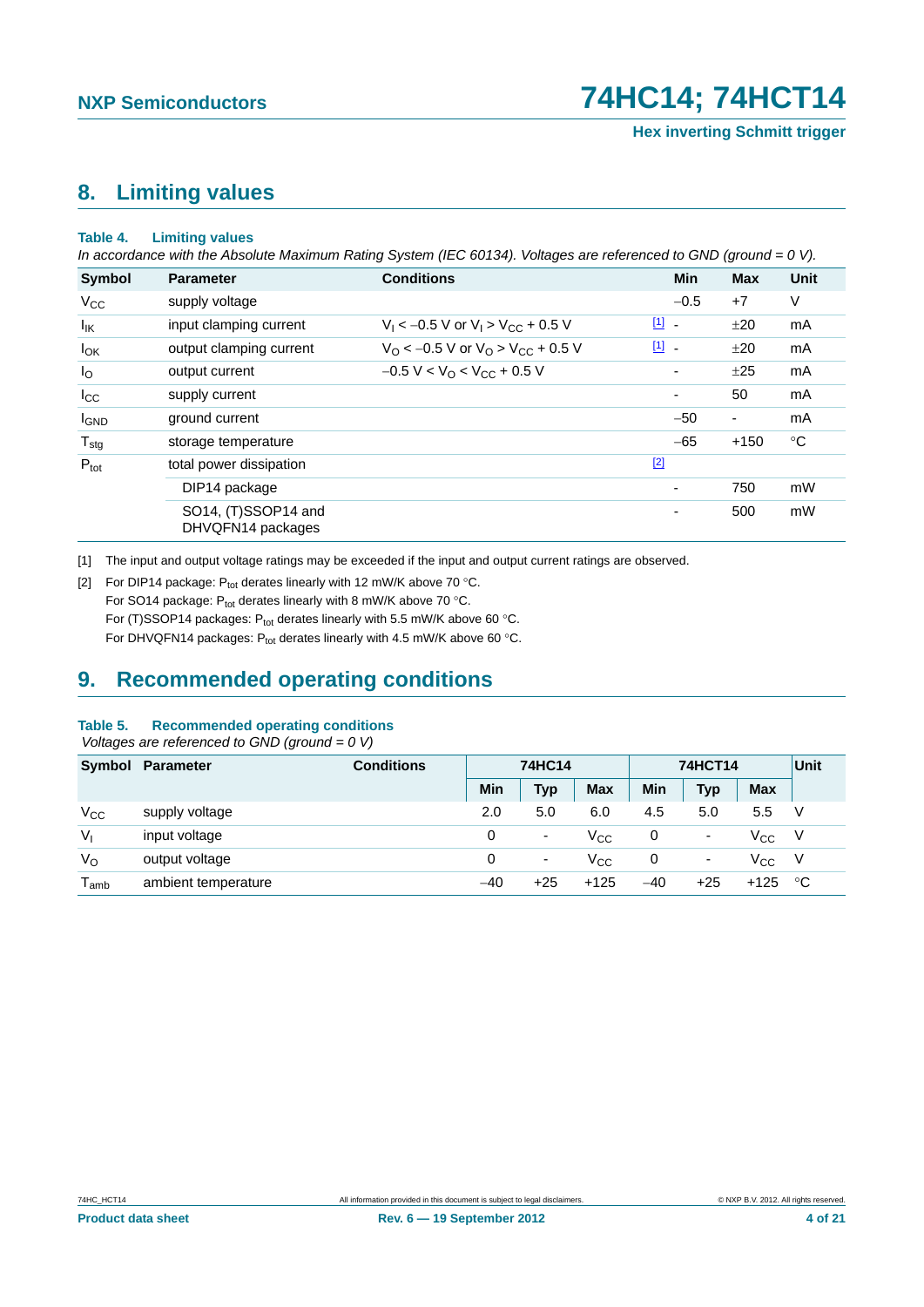## 8. Limiting values

**Table 4. Limiting values**

*In accordance with the Absolute Maximum Rating System (IEC 60134). Voltages are referenced to GND (ground = 0 V).*

| Symbol | Parameter | Conditions | | Min | Max | Unit |
|---|---|---|---|---|---|---|
| $V_{CC}$ | supply voltage | | | −0.5 | +7 | V |
| $I_{IK}$ | input clamping current | $V_I < -0.5$ V or $V_I > V_{CC} + 0.5$ V | [1] | - | ±20 | mA |
| $I_{OK}$ | output clamping current | $V_O < -0.5$ V or $V_O > V_{CC} + 0.5$ V | [1] | - | ±20 | mA |
| $I_O$ | output current | $-0.5$ V $< V_O < V_{CC} + 0.5$ V | | - | ±25 | mA |
| $I_{CC}$ | supply current | | | - | 50 | mA |
| $I_{GND}$ | ground current | | | −50 | - | mA |
| $T_{stg}$ | storage temperature | | | −65 | +150 | °C |
| $P_{tot}$ | total power dissipation | | [2] | | | |
| | DIP14 package | | | - | 750 | mW |
| | SO14, (T)SSOP14 and DHVQFN14 packages | | | - | 500 | mW |

[1] The input and output voltage ratings may be exceeded if the input and output current ratings are observed.

[2] For DIP14 package: $P_{tot}$ derates linearly with 12 mW/K above 70 °C.
For SO14 package: $P_{tot}$ derates linearly with 8 mW/K above 70 °C.
For (T)SSOP14 packages: $P_{tot}$ derates linearly with 5.5 mW/K above 60 °C.
For DHVQFN14 packages: $P_{tot}$ derates linearly with 4.5 mW/K above 60 °C.

## 9. Recommended operating conditions

**Table 5. Recommended operating conditions**

*Voltages are referenced to GND (ground = 0 V)*

| Symbol | Parameter | Conditions | 74HC14 | | | 74HCT14 | | | Unit |
|---|---|---|---|---|---|---|---|---|---|
| | | | Min | Typ | Max | Min | Typ | Max | |
| $V_{CC}$ | supply voltage | | 2.0 | 5.0 | 6.0 | 4.5 | 5.0 | 5.5 | V |
| $V_I$ | input voltage | | 0 | - | $V_{CC}$ | 0 | - | $V_{CC}$ | V |
| $V_O$ | output voltage | | 0 | - | $V_{CC}$ | 0 | - | $V_{CC}$ | V |
| $T_{amb}$ | ambient temperature | | −40 | +25 | +125 | −40 | +25 | +125 | °C |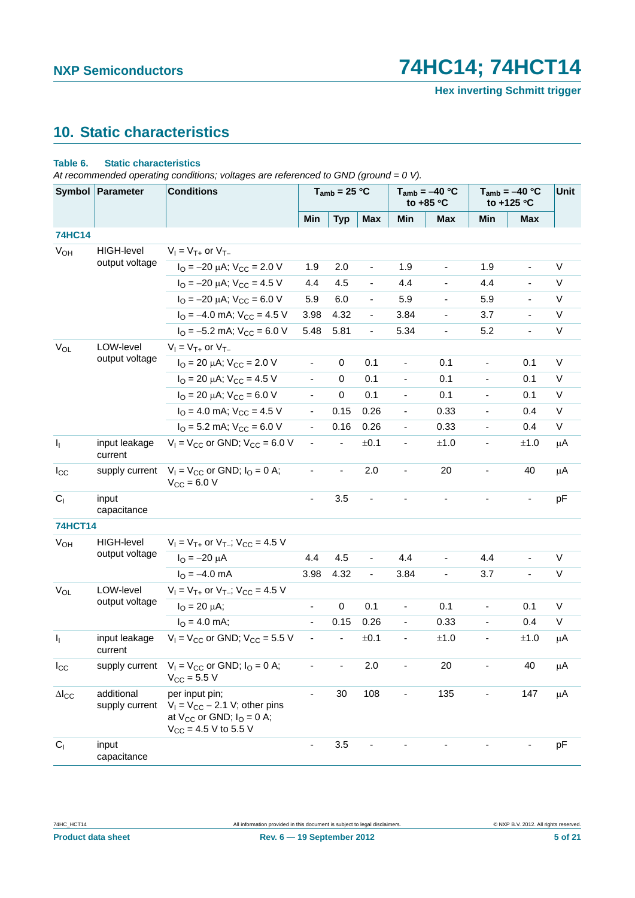## 10. Static characteristics

**Table 6. Static characteristics**

*At recommended operating conditions; voltages are referenced to GND (ground = 0 V).*

| Symbol | Parameter | Conditions | $T_{amb}$ = 25 °C | | | $T_{amb}$ = −40 °C to +85 °C | | $T_{amb}$ = −40 °C to +125 °C | | Unit |
|---|---|---|---|---|---|---|---|---|---|---|
| | | | Min | Typ | Max | Min | Max | Min | Max | |
| **74HC14** | | | | | | | | | | |
| $V_{OH}$ | HIGH-level output voltage | $V_I = V_{T+}$ or $V_{T-}$ | | | | | | | | |
| | | $I_O$ = −20 μA; $V_{CC}$ = 2.0 V | 1.9 | 2.0 | - | 1.9 | - | 1.9 | - | V |
| | | $I_O$ = −20 μA; $V_{CC}$ = 4.5 V | 4.4 | 4.5 | - | 4.4 | - | 4.4 | - | V |
| | | $I_O$ = −20 μA; $V_{CC}$ = 6.0 V | 5.9 | 6.0 | - | 5.9 | - | 5.9 | - | V |
| | | $I_O$ = −4.0 mA; $V_{CC}$ = 4.5 V | 3.98 | 4.32 | - | 3.84 | - | 3.7 | - | V |
| | | $I_O$ = −5.2 mA; $V_{CC}$ = 6.0 V | 5.48 | 5.81 | - | 5.34 | - | 5.2 | - | V |
| $V_{OL}$ | LOW-level output voltage | $V_I = V_{T+}$ or $V_{T-}$ | | | | | | | | |
| | | $I_O$ = 20 μA; $V_{CC}$ = 2.0 V | - | 0 | 0.1 | - | 0.1 | - | 0.1 | V |
| | | $I_O$ = 20 μA; $V_{CC}$ = 4.5 V | - | 0 | 0.1 | - | 0.1 | - | 0.1 | V |
| | | $I_O$ = 20 μA; $V_{CC}$ = 6.0 V | - | 0 | 0.1 | - | 0.1 | - | 0.1 | V |
| | | $I_O$ = 4.0 mA; $V_{CC}$ = 4.5 V | - | 0.15 | 0.26 | - | 0.33 | - | 0.4 | V |
| | | $I_O$ = 5.2 mA; $V_{CC}$ = 6.0 V | - | 0.16 | 0.26 | - | 0.33 | - | 0.4 | V |
| $I_I$ | input leakage current | $V_I = V_{CC}$ or GND; $V_{CC}$ = 6.0 V | - | - | ±0.1 | - | ±1.0 | - | ±1.0 | μA |
| $I_{CC}$ | supply current | $V_I = V_{CC}$ or GND; $I_O$ = 0 A; $V_{CC}$ = 6.0 V | - | - | 2.0 | - | 20 | - | 40 | μA |
| $C_I$ | input capacitance | | - | 3.5 | - | - | - | - | - | pF |
| **74HCT14** | | | | | | | | | | |
| $V_{OH}$ | HIGH-level output voltage | $V_I = V_{T+}$ or $V_{T-}$; $V_{CC}$ = 4.5 V | | | | | | | | |
| | | $I_O$ = −20 μA | 4.4 | 4.5 | - | 4.4 | - | 4.4 | - | V |
| | | $I_O$ = −4.0 mA | 3.98 | 4.32 | - | 3.84 | - | 3.7 | - | V |
| $V_{OL}$ | LOW-level output voltage | $V_I = V_{T+}$ or $V_{T-}$; $V_{CC}$ = 4.5 V | | | | | | | | |
| | | $I_O$ = 20 μA; | - | 0 | 0.1 | - | 0.1 | - | 0.1 | V |
| | | $I_O$ = 4.0 mA; | - | 0.15 | 0.26 | - | 0.33 | - | 0.4 | V |
| $I_I$ | input leakage current | $V_I = V_{CC}$ or GND; $V_{CC}$ = 5.5 V | - | - | ±0.1 | - | ±1.0 | - | ±1.0 | μA |
| $I_{CC}$ | supply current | $V_I = V_{CC}$ or GND; $I_O$ = 0 A; $V_{CC}$ = 5.5 V | - | - | 2.0 | - | 20 | - | 40 | μA |
| $\Delta I_{CC}$ | additional supply current | per input pin; $V_I = V_{CC} - 2.1$ V; other pins at $V_{CC}$ or GND; $I_O$ = 0 A; $V_{CC}$ = 4.5 V to 5.5 V | - | 30 | 108 | - | 135 | - | 147 | μA |
| $C_I$ | input capacitance | | - | 3.5 | - | - | - | - | - | pF |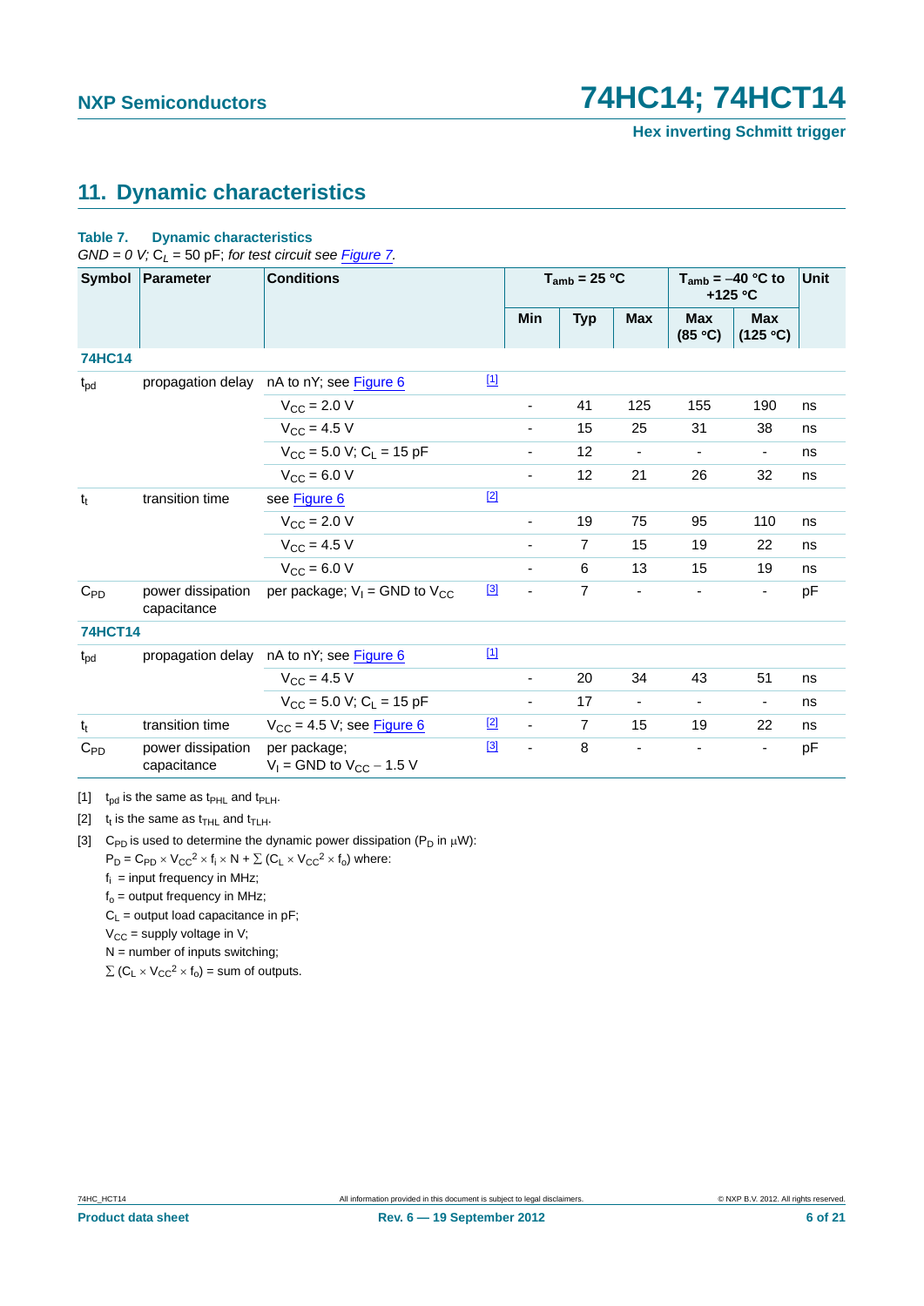## 11. Dynamic characteristics

**Table 7. Dynamic characteristics**

*GND = 0 V; $C_L$ = 50 pF; for test circuit see Figure 7.*

| Symbol | Parameter | Conditions | | $T_{amb}$ = 25 °C | | | $T_{amb}$ = −40 °C to +125 °C | | Unit |
|---|---|---|---|---|---|---|---|---|---|
| | | | | Min | Typ | Max | Max (85 °C) | Max (125 °C) | |
| **74HC14** | | | | | | | | | |
| $t_{pd}$ | propagation delay | nA to nY; see Figure 6 | [1] | | | | | | |
| | | $V_{CC}$ = 2.0 V | | - | 41 | 125 | 155 | 190 | ns |
| | | $V_{CC}$ = 4.5 V | | - | 15 | 25 | 31 | 38 | ns |
| | | $V_{CC}$ = 5.0 V; $C_L$ = 15 pF | | - | 12 | - | - | - | ns |
| | | $V_{CC}$ = 6.0 V | | - | 12 | 21 | 26 | 32 | ns |
| $t_t$ | transition time | see Figure 6 | [2] | | | | | | |
| | | $V_{CC}$ = 2.0 V | | - | 19 | 75 | 95 | 110 | ns |
| | | $V_{CC}$ = 4.5 V | | - | 7 | 15 | 19 | 22 | ns |
| | | $V_{CC}$ = 6.0 V | | - | 6 | 13 | 15 | 19 | ns |
| $C_{PD}$ | power dissipation capacitance | per package; $V_I$ = GND to $V_{CC}$ | [3] | - | 7 | - | - | - | pF |
| **74HCT14** | | | | | | | | | |
| $t_{pd}$ | propagation delay | nA to nY; see Figure 6 | [1] | | | | | | |
| | | $V_{CC}$ = 4.5 V | | - | 20 | 34 | 43 | 51 | ns |
| | | $V_{CC}$ = 5.0 V; $C_L$ = 15 pF | | - | 17 | - | - | - | ns |
| $t_t$ | transition time | $V_{CC}$ = 4.5 V; see Figure 6 | [2] | - | 7 | 15 | 19 | 22 | ns |
| $C_{PD}$ | power dissipation capacitance | per package; $V_I$ = GND to $V_{CC}$ − 1.5 V | [3] | - | 8 | - | - | - | pF |

[1] $t_{pd}$ is the same as $t_{PHL}$ and $t_{PLH}$.

[2] $t_t$ is the same as $t_{THL}$ and $t_{TLH}$.

[3] $C_{PD}$ is used to determine the dynamic power dissipation ($P_D$ in μW):

$P_D = C_{PD} \times V_{CC}^2 \times f_i \times N + \sum (C_L \times V_{CC}^2 \times f_o)$ where:

$f_i$ = input frequency in MHz;

$f_o$ = output frequency in MHz;

$C_L$ = output load capacitance in pF;

$V_{CC}$ = supply voltage in V;

N = number of inputs switching;

$\sum (C_L \times V_{CC}^2 \times f_o)$ = sum of outputs.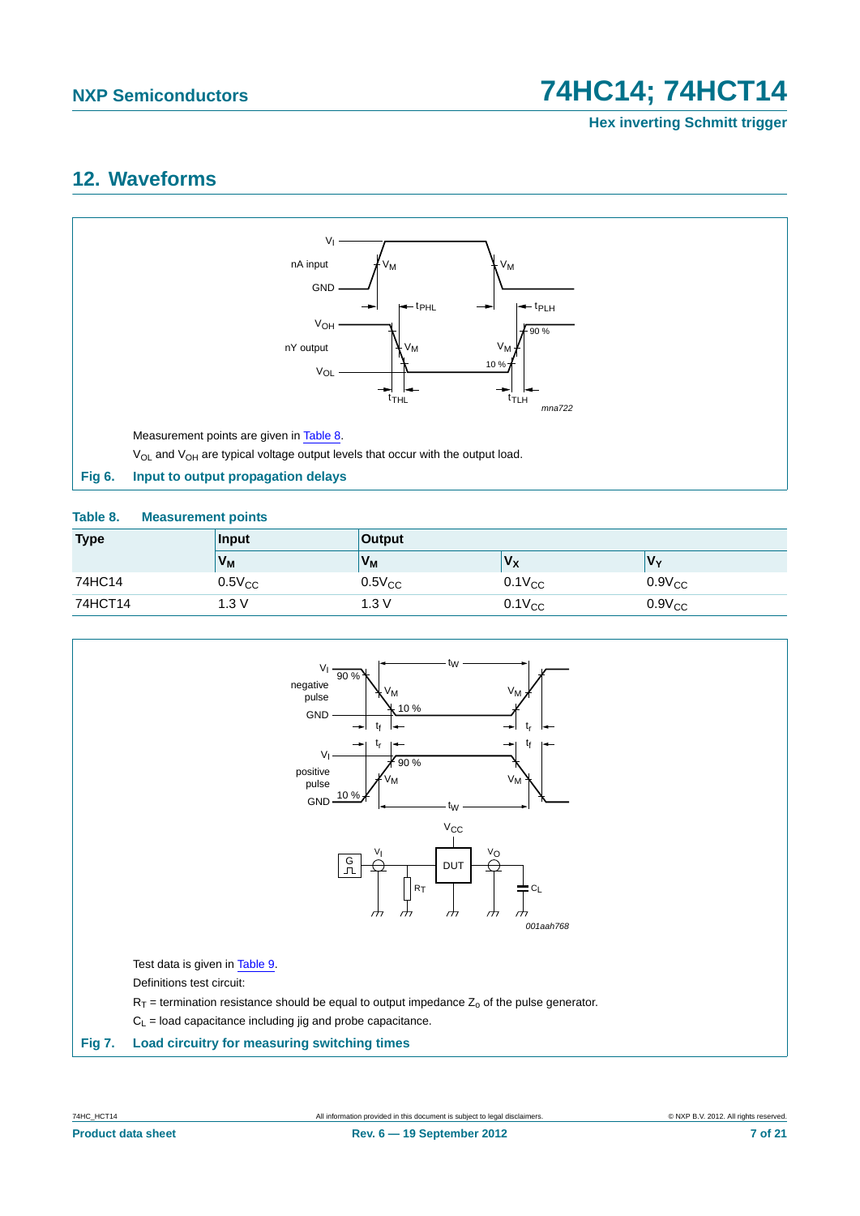## 12. Waveforms

Measurement points are given in Table 8.

$V_{OL}$ and $V_{OH}$ are typical voltage output levels that occur with the output load.

**Fig 6. Input to output propagation delays**

**Table 8. Measurement points**

| Type | Input | Output | | |
|---|---|---|---|---|
| | $V_M$ | $V_M$ | $V_X$ | $V_Y$ |
| 74HC14 | $0.5V_{CC}$ | $0.5V_{CC}$ | $0.1V_{CC}$ | $0.9V_{CC}$ |
| 74HCT14 | 1.3 V | 1.3 V | $0.1V_{CC}$ | $0.9V_{CC}$ |

Test data is given in Table 9.

Definitions test circuit:

$R_T$ = termination resistance should be equal to output impedance $Z_o$ of the pulse generator.

$C_L$ = load capacitance including jig and probe capacitance.

**Fig 7. Load circuitry for measuring switching times**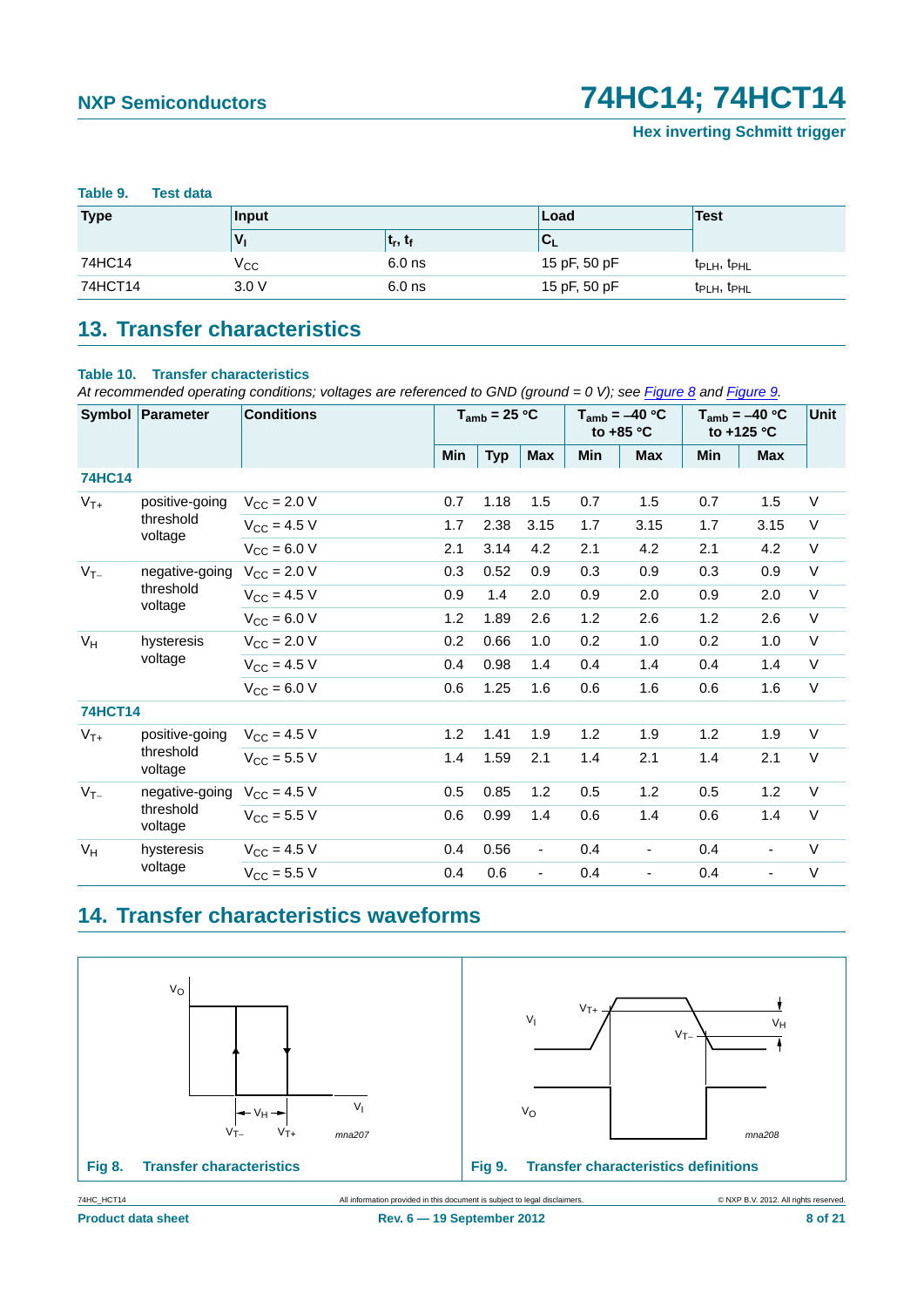**Table 9. Test data**

| Type | Input | | Load | Test |
|---|---|---|---|---|
| | $V_I$ | $t_r$, $t_f$ | $C_L$ | |
| 74HC14 | $V_{CC}$ | 6.0 ns | 15 pF, 50 pF | $t_{PLH}$, $t_{PHL}$ |
| 74HCT14 | 3.0 V | 6.0 ns | 15 pF, 50 pF | $t_{PLH}$, $t_{PHL}$ |

## 13. Transfer characteristics

**Table 10. Transfer characteristics**

*At recommended operating conditions; voltages are referenced to GND (ground = 0 V); see Figure 8 and Figure 9.*

| Symbol | Parameter | Conditions | $T_{amb}$ = 25 °C | | | $T_{amb}$ = –40 °C to +85 °C | | $T_{amb}$ = –40 °C to +125 °C | | Unit |
|---|---|---|---|---|---|---|---|---|---|---|
| | | | Min | Typ | Max | Min | Max | Min | Max | |
| **74HC14** | | | | | | | | | | |
| $V_{T+}$ | positive-going threshold voltage | $V_{CC}$ = 2.0 V | 0.7 | 1.18 | 1.5 | 0.7 | 1.5 | 0.7 | 1.5 | V |
| | | $V_{CC}$ = 4.5 V | 1.7 | 2.38 | 3.15 | 1.7 | 3.15 | 1.7 | 3.15 | V |
| | | $V_{CC}$ = 6.0 V | 2.1 | 3.14 | 4.2 | 2.1 | 4.2 | 2.1 | 4.2 | V |
| $V_{T-}$ | negative-going threshold voltage | $V_{CC}$ = 2.0 V | 0.3 | 0.52 | 0.9 | 0.3 | 0.9 | 0.3 | 0.9 | V |
| | | $V_{CC}$ = 4.5 V | 0.9 | 1.4 | 2.0 | 0.9 | 2.0 | 0.9 | 2.0 | V |
| | | $V_{CC}$ = 6.0 V | 1.2 | 1.89 | 2.6 | 1.2 | 2.6 | 1.2 | 2.6 | V |
| $V_H$ | hysteresis voltage | $V_{CC}$ = 2.0 V | 0.2 | 0.66 | 1.0 | 0.2 | 1.0 | 0.2 | 1.0 | V |
| | | $V_{CC}$ = 4.5 V | 0.4 | 0.98 | 1.4 | 0.4 | 1.4 | 0.4 | 1.4 | V |
| | | $V_{CC}$ = 6.0 V | 0.6 | 1.25 | 1.6 | 0.6 | 1.6 | 0.6 | 1.6 | V |
| **74HCT14** | | | | | | | | | | |
| $V_{T+}$ | positive-going threshold voltage | $V_{CC}$ = 4.5 V | 1.2 | 1.41 | 1.9 | 1.2 | 1.9 | 1.2 | 1.9 | V |
| | | $V_{CC}$ = 5.5 V | 1.4 | 1.59 | 2.1 | 1.4 | 2.1 | 1.4 | 2.1 | V |
| $V_{T-}$ | negative-going threshold voltage | $V_{CC}$ = 4.5 V | 0.5 | 0.85 | 1.2 | 0.5 | 1.2 | 0.5 | 1.2 | V |
| | | $V_{CC}$ = 5.5 V | 0.6 | 0.99 | 1.4 | 0.6 | 1.4 | 0.6 | 1.4 | V |
| $V_H$ | hysteresis voltage | $V_{CC}$ = 4.5 V | 0.4 | 0.56 | - | 0.4 | - | 0.4 | - | V |
| | | $V_{CC}$ = 5.5 V | 0.4 | 0.6 | - | 0.4 | - | 0.4 | - | V |

## 14. Transfer characteristics waveforms

**Fig 8. Transfer characteristics**

**Fig 9. Transfer characteristics definitions**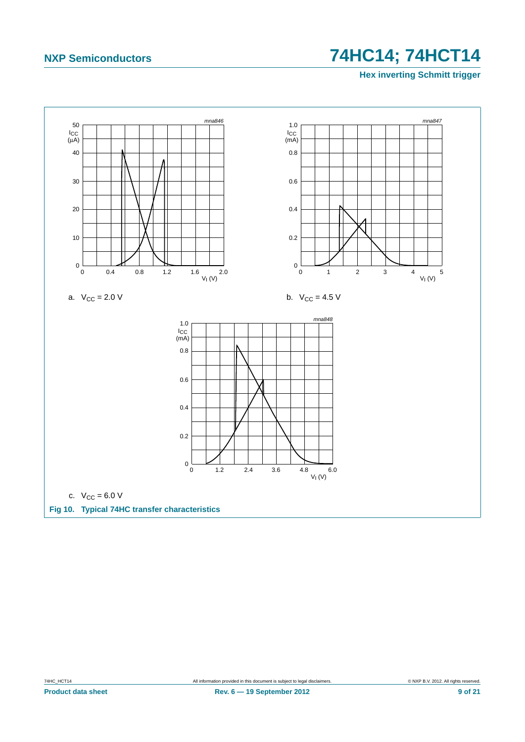a. $V_{CC}$ = 2.0 V

b. $V_{CC}$ = 4.5 V

c. $V_{CC}$ = 6.0 V

**Fig 10. Typical 74HC transfer characteristics**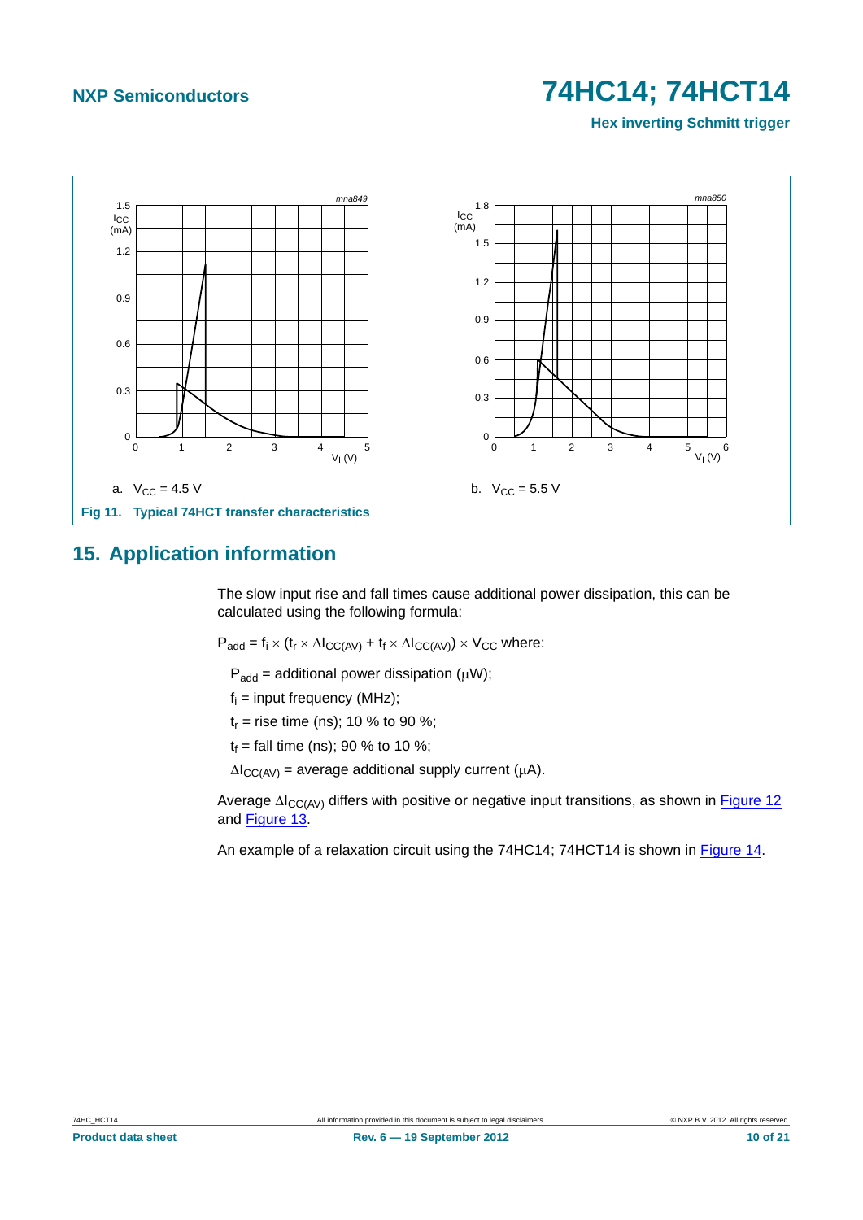a. $V_{CC}$ = 4.5 V

b. $V_{CC}$ = 5.5 V

**Fig 11. Typical 74HCT transfer characteristics**

## 15. Application information

The slow input rise and fall times cause additional power dissipation, this can be calculated using the following formula:

$P_{add} = f_i \times (t_r \times \Delta I_{CC(AV)} + t_f \times \Delta I_{CC(AV)}) \times V_{CC}$ where:

$P_{add}$ = additional power dissipation (μW);

$f_i$ = input frequency (MHz);

$t_r$ = rise time (ns); 10 % to 90 %;

$t_f$ = fall time (ns); 90 % to 10 %;

$\Delta I_{CC(AV)}$ = average additional supply current (μA).

Average $\Delta I_{CC(AV)}$ differs with positive or negative input transitions, as shown in Figure 12 and Figure 13.

An example of a relaxation circuit using the 74HC14; 74HCT14 is shown in Figure 14.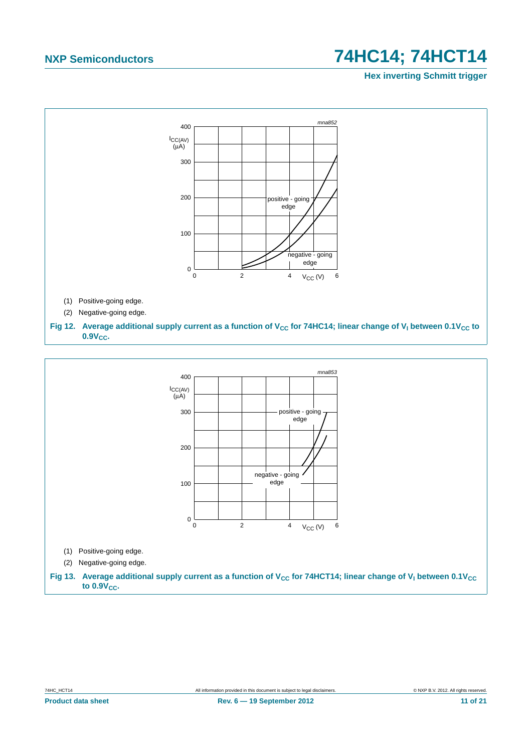(1) Positive-going edge.

(2) Negative-going edge.

**Fig 12. Average additional supply current as a function of $V_{CC}$ for 74HC14; linear change of $V_I$ between $0.1V_{CC}$ to $0.9V_{CC}$.**

(1) Positive-going edge.

(2) Negative-going edge.

**Fig 13. Average additional supply current as a function of $V_{CC}$ for 74HCT14; linear change of $V_I$ between $0.1V_{CC}$ to $0.9V_{CC}$.**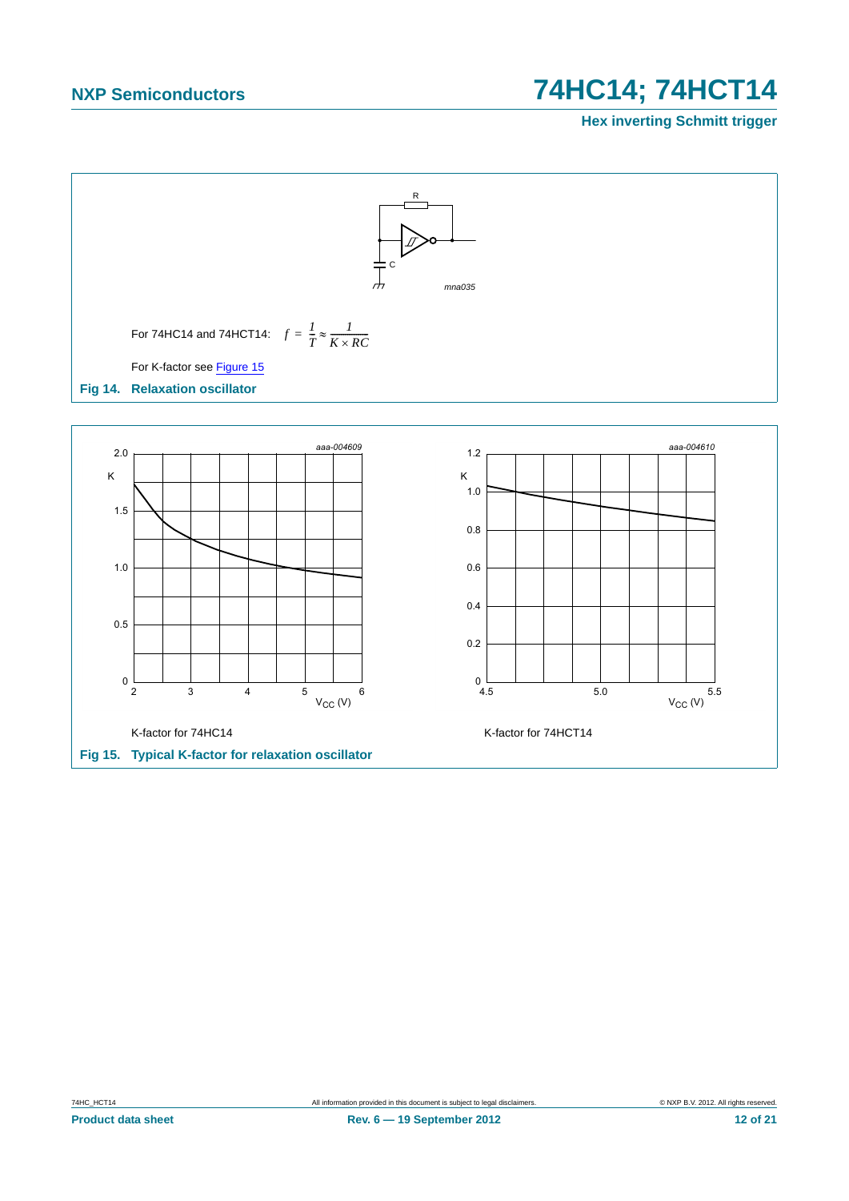For 74HC14 and 74HCT14: $f = \frac{1}{T} \approx \frac{1}{K \times RC}$

For K-factor see Figure 15

**Fig 14. Relaxation oscillator**

K-factor for 74HC14

K-factor for 74HCT14

**Fig 15. Typical K-factor for relaxation oscillator**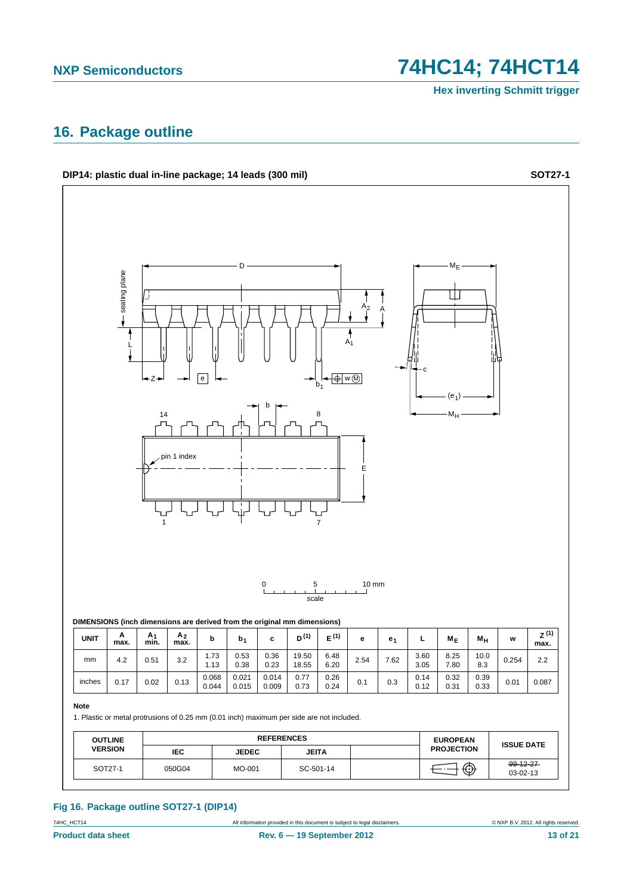## 16. Package outline

**DIP14: plastic dual in-line package; 14 leads (300 mil)** **SOT27-1**

**DIMENSIONS (inch dimensions are derived from the original mm dimensions)**

| UNIT | A max. | $A_1$ min. | $A_2$ max. | b | $b_1$ | c | D [(1)] | E [(1)] | e | $e_1$ | L | $M_E$ | $M_H$ | w | Z [(1)] max. |
|---|---|---|---|---|---|---|---|---|---|---|---|---|---|---|---|
| mm | 4.2 | 0.51 | 3.2 | 1.73<br>1.13 | 0.53<br>0.38 | 0.36<br>0.23 | 19.50<br>18.55 | 6.48<br>6.20 | 2.54 | 7.62 | 3.60<br>3.05 | 8.25<br>7.80 | 10.0<br>8.3 | 0.254 | 2.2 |
| inches | 0.17 | 0.02 | 0.13 | 0.068<br>0.044 | 0.021<br>0.015 | 0.014<br>0.009 | 0.77<br>0.73 | 0.26<br>0.24 | 0.1 | 0.3 | 0.14<br>0.12 | 0.32<br>0.31 | 0.39<br>0.33 | 0.01 | 0.087 |

**Note**

1. Plastic or metal protrusions of 0.25 mm (0.01 inch) maximum per side are not included.

| OUTLINE VERSION | REFERENCES | | | | EUROPEAN PROJECTION | ISSUE DATE |
|---|---|---|---|---|---|---|
| | IEC | JEDEC | JEITA | | | |
| SOT27-1 | 050G04 | MO-001 | SC-501-14 | | | ~~99-12-27~~<br>03-02-13 |

**Fig 16. Package outline SOT27-1 (DIP14)**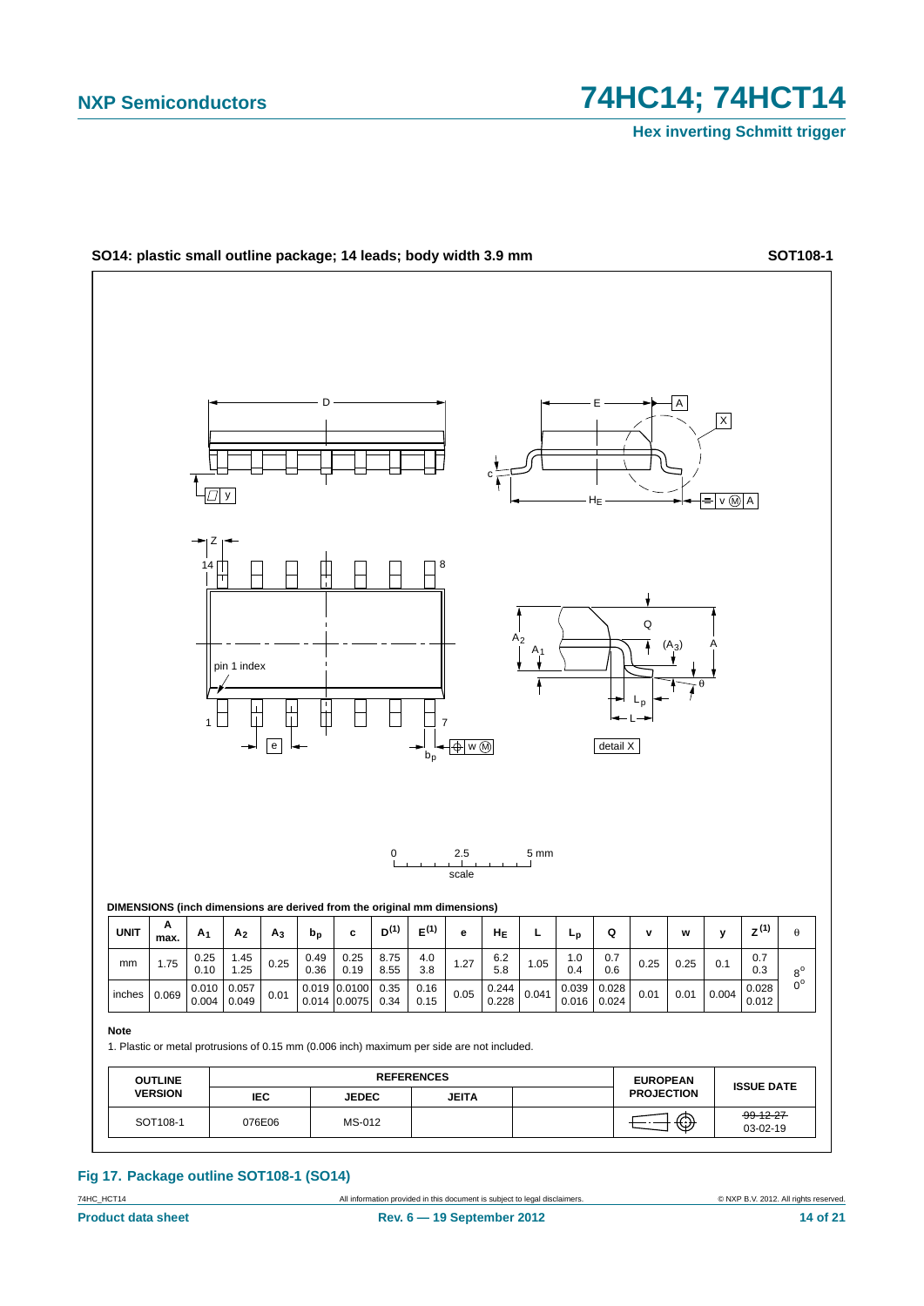SO14: plastic small outline package; 14 leads; body width 3.9 mm **SOT108-1**

DIMENSIONS (inch dimensions are derived from the original mm dimensions)

| UNIT | A max. | $A_1$ | $A_2$ | $A_3$ | $b_p$ | c | $D^{(1)}$ | $E^{(1)}$ | e | $H_E$ | L | $L_p$ | Q | v | w | y | $Z^{(1)}$ | θ |
|---|---|---|---|---|---|---|---|---|---|---|---|---|---|---|---|---|---|---|
| mm | 1.75 | 0.25<br>0.10 | 1.45<br>1.25 | 0.25 | 0.49<br>0.36 | 0.25<br>0.19 | 8.75<br>8.55 | 4.0<br>3.8 | 1.27 | 6.2<br>5.8 | 1.05 | 1.0<br>0.4 | 0.7<br>0.6 | 0.25 | 0.25 | 0.1 | 0.7<br>0.3 | 8°<br>0° |
| inches | 0.069 | 0.010<br>0.004 | 0.057<br>0.049 | 0.01 | 0.019<br>0.014 | 0.0100<br>0.0075 | 0.35<br>0.34 | 0.16<br>0.15 | 0.05 | 0.244<br>0.228 | 0.041 | 0.039<br>0.016 | 0.028<br>0.024 | 0.01 | 0.01 | 0.004 | 0.028<br>0.012 | |

**Note**

1. Plastic or metal protrusions of 0.15 mm (0.006 inch) maximum per side are not included.

| OUTLINE VERSION | REFERENCES | | | | EUROPEAN PROJECTION | ISSUE DATE |
|---|---|---|---|---|---|---|
| | IEC | JEDEC | JEITA | | | |
| SOT108-1 | 076E06 | MS-012 | | | | ~~99-12-27~~<br>03-02-19 |

**Fig 17. Package outline SOT108-1 (SO14)**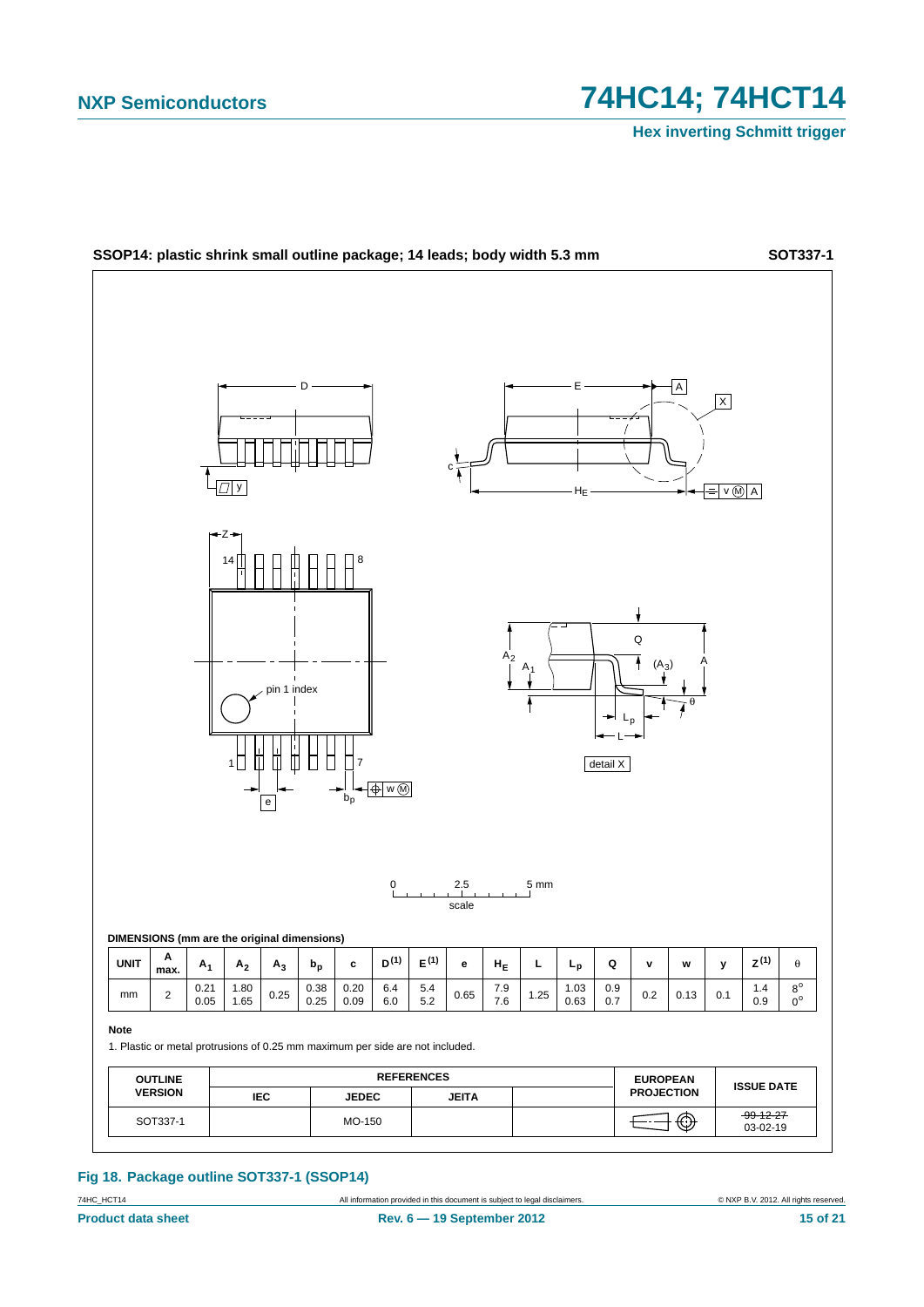**SSOP14: plastic shrink small outline package; 14 leads; body width 5.3 mm** **SOT337-1**

DIMENSIONS (mm are the original dimensions)

| UNIT | A max. | $A_1$ | $A_2$ | $A_3$ | $b_p$ | c | $D^{(1)}$ | $E^{(1)}$ | e | $H_E$ | L | $L_p$ | Q | v | w | y | $Z^{(1)}$ | θ |
|---|---|---|---|---|---|---|---|---|---|---|---|---|---|---|---|---|---|---|
| mm | 2 | 0.21<br>0.05 | 1.80<br>1.65 | 0.25 | 0.38<br>0.25 | 0.20<br>0.09 | 6.4<br>6.0 | 5.4<br>5.2 | 0.65 | 7.9<br>7.6 | 1.25 | 1.03<br>0.63 | 0.9<br>0.7 | 0.2 | 0.13 | 0.1 | 1.4<br>0.9 | 8°<br>0° |

**Note**

1. Plastic or metal protrusions of 0.25 mm maximum per side are not included.

| OUTLINE VERSION | REFERENCES | | | | EUROPEAN PROJECTION | ISSUE DATE |
|---|---|---|---|---|---|---|
| | IEC | JEDEC | JEITA | | | |
| SOT337-1 | | MO-150 | | | | ~~99-12-27~~<br>03-02-19 |

**Fig 18. Package outline SOT337-1 (SSOP14)**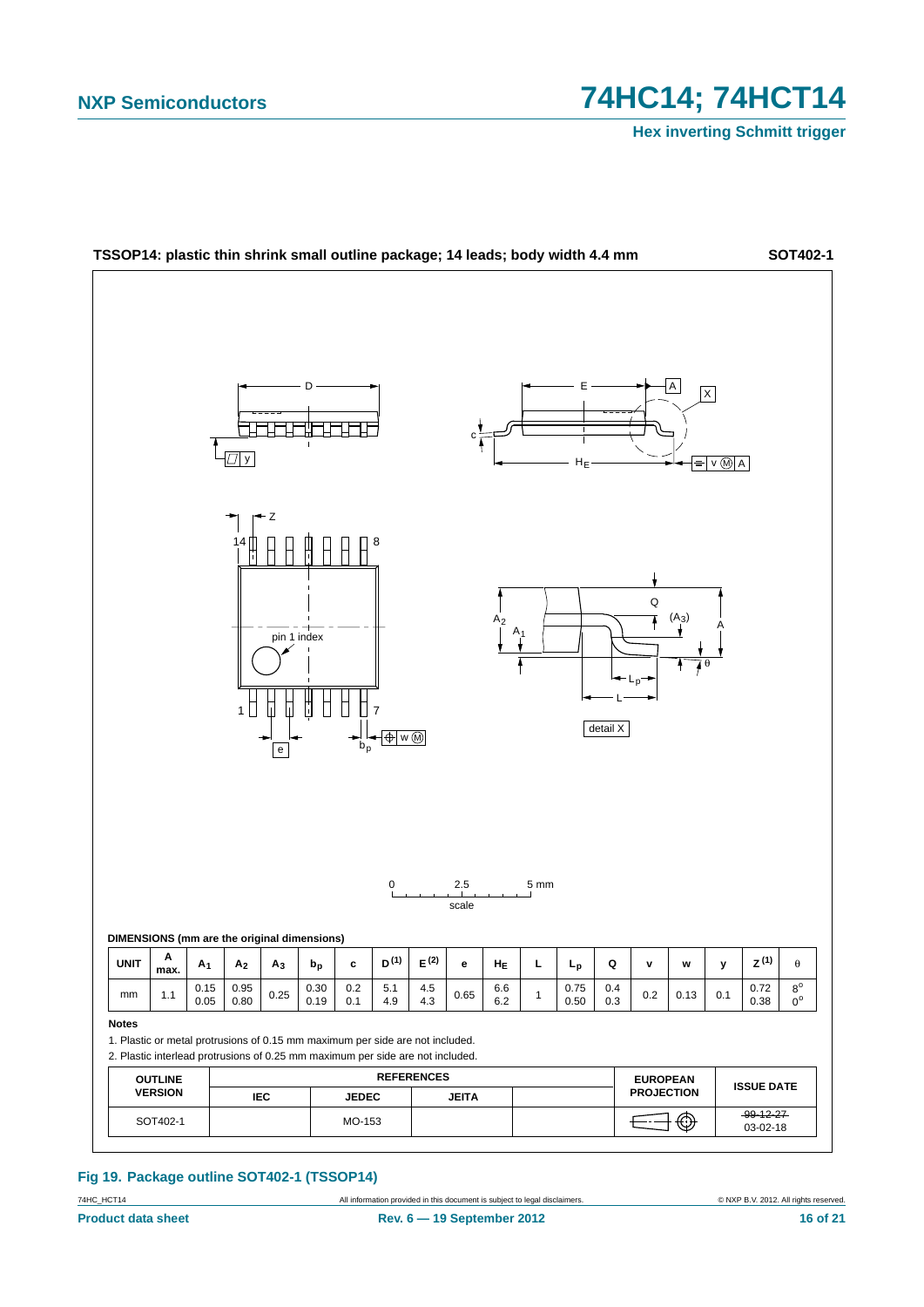**TSSOP14: plastic thin shrink small outline package; 14 leads; body width 4.4 mm** **SOT402-1**

**DIMENSIONS (mm are the original dimensions)**

| UNIT | A max. | $A_1$ | $A_2$ | $A_3$ | $b_p$ | c | D (1) | E (2) | e | $H_E$ | L | $L_p$ | Q | v | w | y | Z (1) | θ |
|---|---|---|---|---|---|---|---|---|---|---|---|---|---|---|---|---|---|---|
| mm | 1.1 | 0.15<br>0.05 | 0.95<br>0.80 | 0.25 | 0.30<br>0.19 | 0.2<br>0.1 | 5.1<br>4.9 | 4.5<br>4.3 | 0.65 | 6.6<br>6.2 | 1 | 0.75<br>0.50 | 0.4<br>0.3 | 0.2 | 0.13 | 0.1 | 0.72<br>0.38 | 8°<br>0° |

**Notes**

1. Plastic or metal protrusions of 0.15 mm maximum per side are not included.
2. Plastic interlead protrusions of 0.25 mm maximum per side are not included.

| OUTLINE VERSION | REFERENCES | | | | EUROPEAN PROJECTION | ISSUE DATE |
|---|---|---|---|---|---|---|
| | IEC | JEDEC | JEITA | | | |
| SOT402-1 | | MO-153 | | | | ~~99-12-27~~<br>03-02-18 |

**Fig 19. Package outline SOT402-1 (TSSOP14)**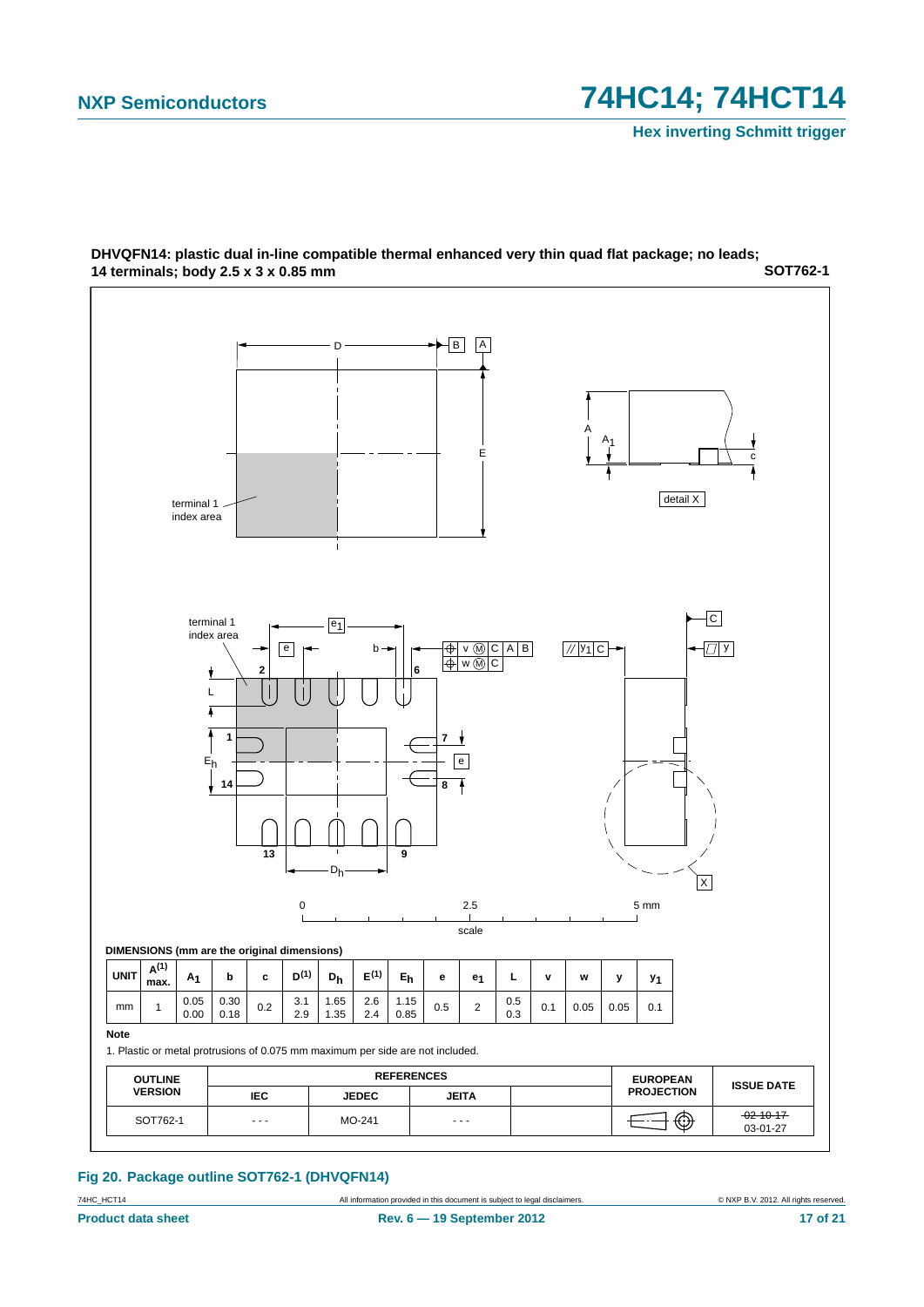**DHVQFN14: plastic dual in-line compatible thermal enhanced very thin quad flat package; no leads; 14 terminals; body 2.5 x 3 x 0.85 mm** **SOT762-1**

DIMENSIONS (mm are the original dimensions)

| UNIT | A(1) max. | $A_1$ | b | c | D(1) | $D_h$ | E(1) | $E_h$ | e | $e_1$ | L | v | w | y | $y_1$ |
|---|---|---|---|---|---|---|---|---|---|---|---|---|---|---|---|
| mm | 1 | 0.05 0.00 | 0.30 0.18 | 0.2 | 3.1 2.9 | 1.65 1.35 | 2.6 2.4 | 1.15 0.85 | 0.5 | 2 | 0.5 0.3 | 0.1 | 0.05 | 0.05 | 0.1 |

**Note**

1. Plastic or metal protrusions of 0.075 mm maximum per side are not included.

| OUTLINE VERSION | REFERENCES | | | | EUROPEAN PROJECTION | ISSUE DATE |
|---|---|---|---|---|---|---|
| | IEC | JEDEC | JEITA | | | |
| SOT762-1 | - - - | MO-241 | - - - | | | ~~02-10-17~~ 03-01-27 |

**Fig 20. Package outline SOT762-1 (DHVQFN14)**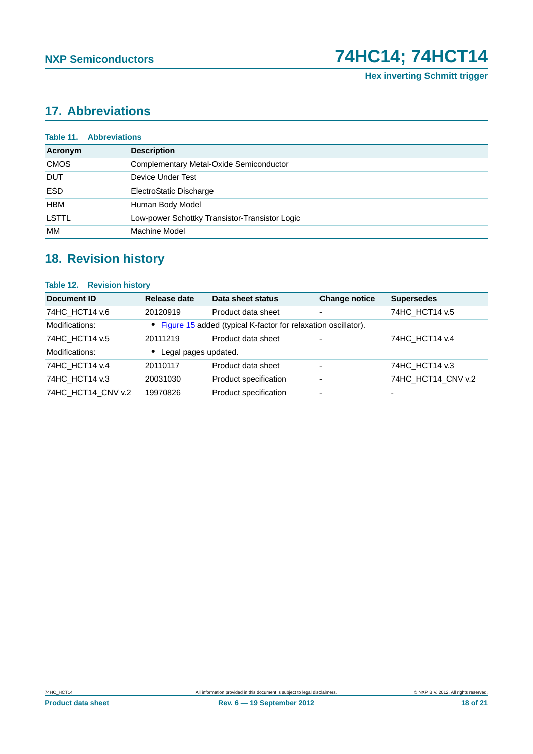## 17. Abbreviations

**Table 11. Abbreviations**

| Acronym | Description |
|---|---|
| CMOS | Complementary Metal-Oxide Semiconductor |
| DUT | Device Under Test |
| ESD | ElectroStatic Discharge |
| HBM | Human Body Model |
| LSTTL | Low-power Schottky Transistor-Transistor Logic |
| MM | Machine Model |

## 18. Revision history

**Table 12. Revision history**

| Document ID | Release date | Data sheet status | Change notice | Supersedes |
|---|---|---|---|---|
| 74HC_HCT14 v.6 | 20120919 | Product data sheet | - | 74HC_HCT14 v.5 |
| Modifications: | • Figure 15 added (typical K-factor for relaxation oscillator). | | | |
| 74HC_HCT14 v.5 | 20111219 | Product data sheet | - | 74HC_HCT14 v.4 |
| Modifications: | • Legal pages updated. | | | |
| 74HC_HCT14 v.4 | 20110117 | Product data sheet | - | 74HC_HCT14 v.3 |
| 74HC_HCT14 v.3 | 20031030 | Product specification | - | 74HC_HCT14_CNV v.2 |
| 74HC_HCT14_CNV v.2 | 19970826 | Product specification | - | - |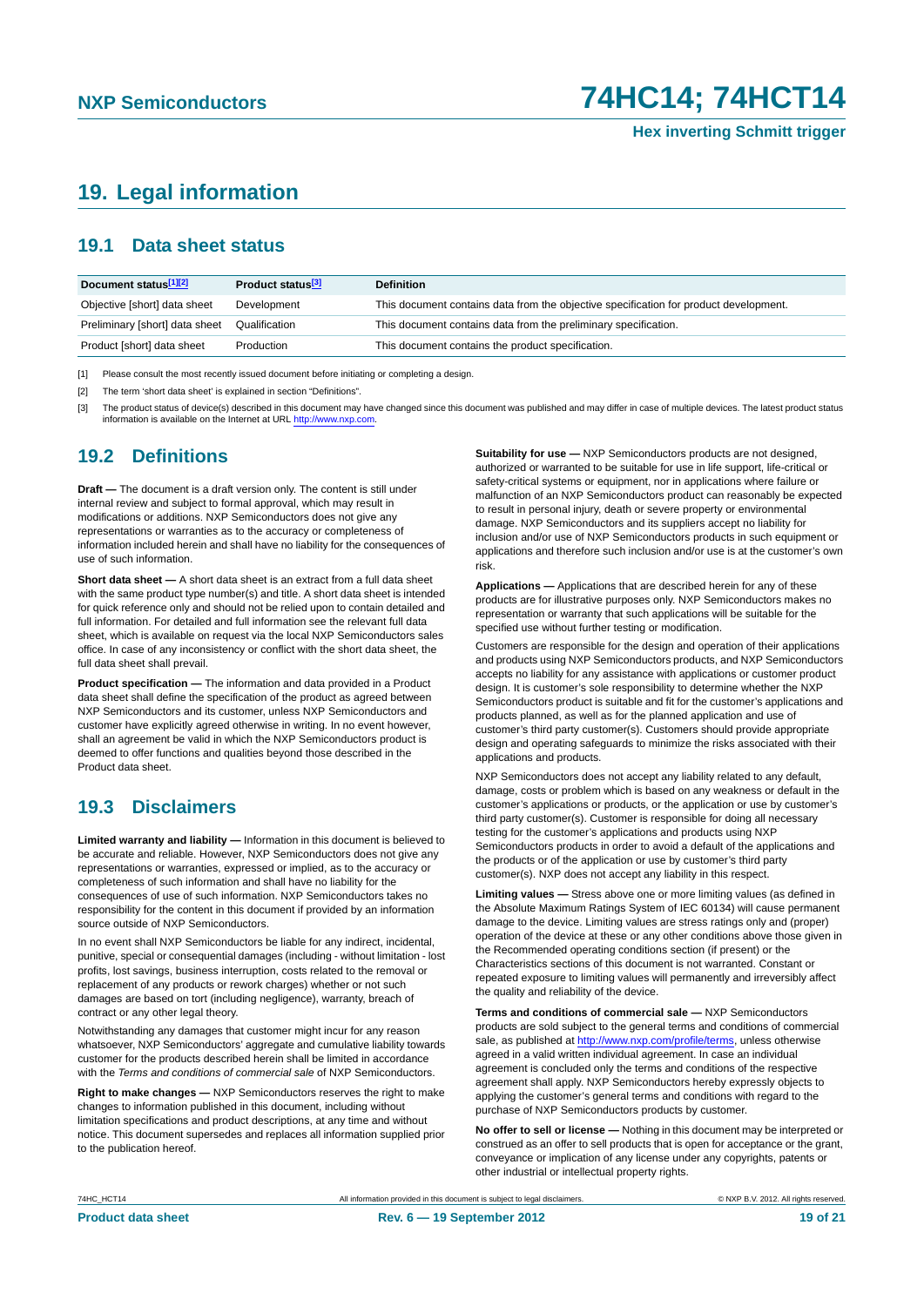# 19. Legal information

## 19.1 Data sheet status

| Document status[1][2] | Product status[3] | Definition |
|---|---|---|
| Objective [short] data sheet | Development | This document contains data from the objective specification for product development. |
| Preliminary [short] data sheet | Qualification | This document contains data from the preliminary specification. |
| Product [short] data sheet | Production | This document contains the product specification. |

[1] Please consult the most recently issued document before initiating or completing a design.

[2] The term 'short data sheet' is explained in section "Definitions".

[3] The product status of device(s) described in this document may have changed since this document was published and may differ in case of multiple devices. The latest product status information is available on the Internet at URL http://www.nxp.com.

## 19.2 Definitions

**Draft —** The document is a draft version only. The content is still under internal review and subject to formal approval, which may result in modifications or additions. NXP Semiconductors does not give any representations or warranties as to the accuracy or completeness of information included herein and shall have no liability for the consequences of use of such information.

**Short data sheet —** A short data sheet is an extract from a full data sheet with the same product type number(s) and title. A short data sheet is intended for quick reference only and should not be relied upon to contain detailed and full information. For detailed and full information see the relevant full data sheet, which is available on request via the local NXP Semiconductors sales office. In case of any inconsistency or conflict with the short data sheet, the full data sheet shall prevail.

**Product specification —** The information and data provided in a Product data sheet shall define the specification of the product as agreed between NXP Semiconductors and its customer, unless NXP Semiconductors and customer have explicitly agreed otherwise in writing. In no event however, shall an agreement be valid in which the NXP Semiconductors product is deemed to offer functions and qualities beyond those described in the Product data sheet.

## 19.3 Disclaimers

**Limited warranty and liability —** Information in this document is believed to be accurate and reliable. However, NXP Semiconductors does not give any representations or warranties, expressed or implied, as to the accuracy or completeness of such information and shall have no liability for the consequences of use of such information. NXP Semiconductors takes no responsibility for the content in this document if provided by an information source outside of NXP Semiconductors.

In no event shall NXP Semiconductors be liable for any indirect, incidental, punitive, special or consequential damages (including - without limitation - lost profits, lost savings, business interruption, costs related to the removal or replacement of any products or rework charges) whether or not such damages are based on tort (including negligence), warranty, breach of contract or any other legal theory.

Notwithstanding any damages that customer might incur for any reason whatsoever, NXP Semiconductors' aggregate and cumulative liability towards customer for the products described herein shall be limited in accordance with the *Terms and conditions of commercial sale* of NXP Semiconductors.

**Right to make changes —** NXP Semiconductors reserves the right to make changes to information published in this document, including without limitation specifications and product descriptions, at any time and without notice. This document supersedes and replaces all information supplied prior to the publication hereof.

**Suitability for use —** NXP Semiconductors products are not designed, authorized or warranted to be suitable for use in life support, life-critical or safety-critical systems or equipment, nor in applications where failure or malfunction of an NXP Semiconductors product can reasonably be expected to result in personal injury, death or severe property or environmental damage. NXP Semiconductors and its suppliers accept no liability for inclusion and/or use of NXP Semiconductors products in such equipment or applications and therefore such inclusion and/or use is at the customer's own risk.

**Applications —** Applications that are described herein for any of these products are for illustrative purposes only. NXP Semiconductors makes no representation or warranty that such applications will be suitable for the specified use without further testing or modification.

Customers are responsible for the design and operation of their applications and products using NXP Semiconductors products, and NXP Semiconductors accepts no liability for any assistance with applications or customer product design. It is customer's sole responsibility to determine whether the NXP Semiconductors product is suitable and fit for the customer's applications and products planned, as well as for the planned application and use of customer's third party customer(s). Customers should provide appropriate design and operating safeguards to minimize the risks associated with their applications and products.

NXP Semiconductors does not accept any liability related to any default, damage, costs or problem which is based on any weakness or default in the customer's applications or products, or the application or use by customer's third party customer(s). Customer is responsible for doing all necessary testing for the customer's applications and products using NXP Semiconductors products in order to avoid a default of the applications and the products or of the application or use by customer's third party customer(s). NXP does not accept any liability in this respect.

**Limiting values —** Stress above one or more limiting values (as defined in the Absolute Maximum Ratings System of IEC 60134) will cause permanent damage to the device. Limiting values are stress ratings only and (proper) operation of the device at these or any other conditions above those given in the Recommended operating conditions section (if present) or the Characteristics sections of this document is not warranted. Constant or repeated exposure to limiting values will permanently and irreversibly affect the quality and reliability of the device.

**Terms and conditions of commercial sale —** NXP Semiconductors products are sold subject to the general terms and conditions of commercial sale, as published at http://www.nxp.com/profile/terms, unless otherwise agreed in a valid written individual agreement. In case an individual agreement is concluded only the terms and conditions of the respective agreement shall apply. NXP Semiconductors hereby expressly objects to applying the customer's general terms and conditions with regard to the purchase of NXP Semiconductors products by customer.

**No offer to sell or license —** Nothing in this document may be interpreted or construed as an offer to sell products that is open for acceptance or the grant, conveyance or implication of any license under any copyrights, patents or other industrial or intellectual property rights.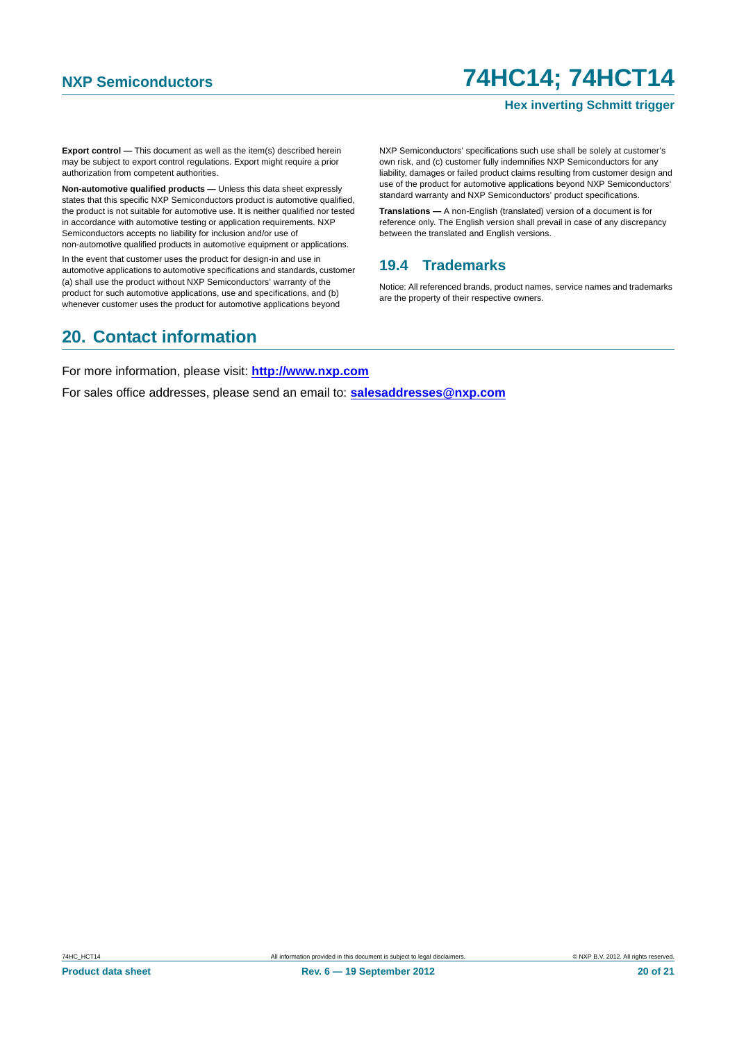**Export control —** This document as well as the item(s) described herein may be subject to export control regulations. Export might require a prior authorization from competent authorities.

**Non-automotive qualified products —** Unless this data sheet expressly states that this specific NXP Semiconductors product is automotive qualified, the product is not suitable for automotive use. It is neither qualified nor tested in accordance with automotive testing or application requirements. NXP Semiconductors accepts no liability for inclusion and/or use of non-automotive qualified products in automotive equipment or applications.

In the event that customer uses the product for design-in and use in automotive applications to automotive specifications and standards, customer (a) shall use the product without NXP Semiconductors' warranty of the product for such automotive applications, use and specifications, and (b) whenever customer uses the product for automotive applications beyond NXP Semiconductors' specifications such use shall be solely at customer's own risk, and (c) customer fully indemnifies NXP Semiconductors for any liability, damages or failed product claims resulting from customer design and use of the product for automotive applications beyond NXP Semiconductors' standard warranty and NXP Semiconductors' product specifications.

**Translations —** A non-English (translated) version of a document is for reference only. The English version shall prevail in case of any discrepancy between the translated and English versions.

### 19.4 Trademarks

Notice: All referenced brands, product names, service names and trademarks are the property of their respective owners.

## 20. Contact information

For more information, please visit: **http://www.nxp.com**

For sales office addresses, please send an email to: **salesaddresses@nxp.com**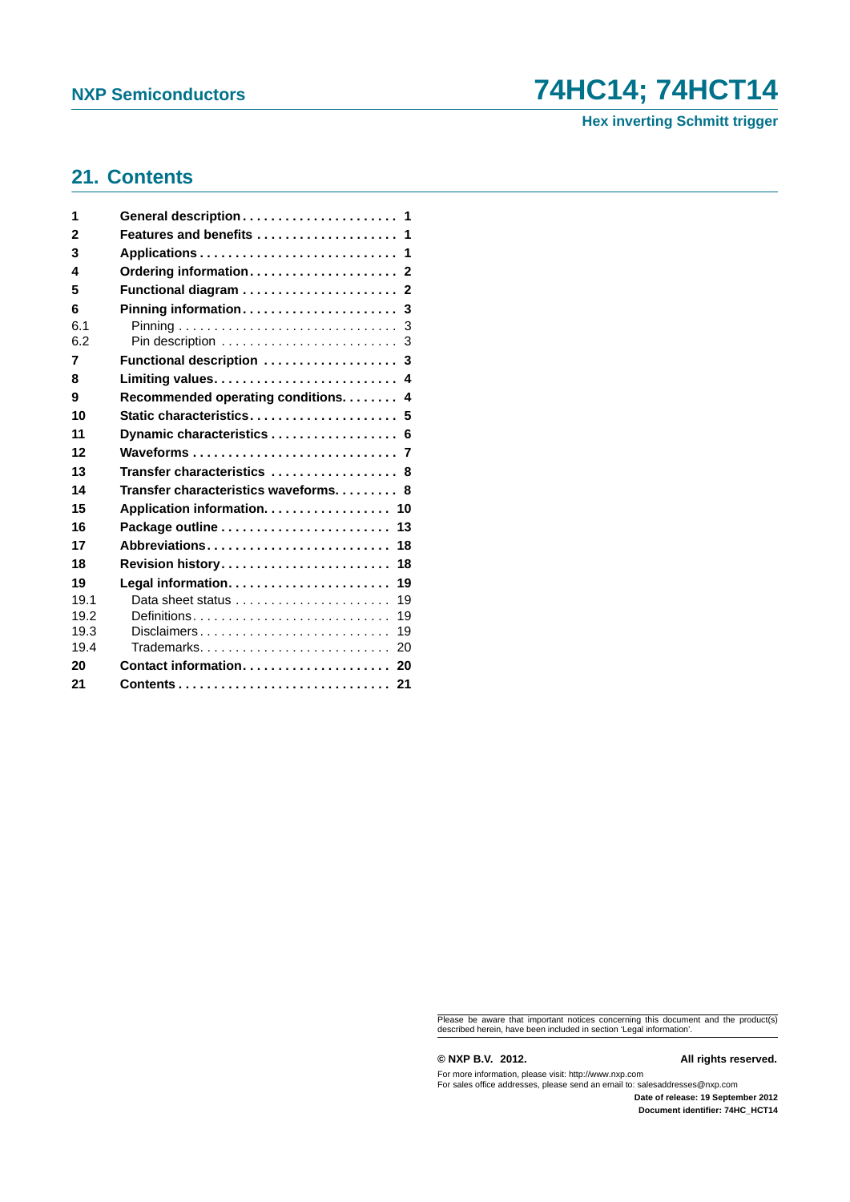## 21. Contents

| | | |
|---|---|---|
| **1** | **General description** | **1** |
| **2** | **Features and benefits** | **1** |
| **3** | **Applications** | **1** |
| **4** | **Ordering information** | **2** |
| **5** | **Functional diagram** | **2** |
| **6** | **Pinning information** | **3** |
| 6.1 | Pinning | 3 |
| 6.2 | Pin description | 3 |
| **7** | **Functional description** | **3** |
| **8** | **Limiting values** | **4** |
| **9** | **Recommended operating conditions** | **4** |
| **10** | **Static characteristics** | **5** |
| **11** | **Dynamic characteristics** | **6** |
| **12** | **Waveforms** | **7** |
| **13** | **Transfer characteristics** | **8** |
| **14** | **Transfer characteristics waveforms** | **8** |
| **15** | **Application information** | **10** |
| **16** | **Package outline** | **13** |
| **17** | **Abbreviations** | **18** |
| **18** | **Revision history** | **18** |
| **19** | **Legal information** | **19** |
| 19.1 | Data sheet status | 19 |
| 19.2 | Definitions | 19 |
| 19.3 | Disclaimers | 19 |
| 19.4 | Trademarks | 20 |
| **20** | **Contact information** | **20** |
| **21** | **Contents** | **21** |

Please be aware that important notices concerning this document and the product(s) described herein, have been included in section 'Legal information'.

**© NXP B.V. 2012.** **All rights reserved.**

For more information, please visit: http://www.nxp.com
For sales office addresses, please send an email to: salesaddresses@nxp.com

**Date of release: 19 September 2012**
**Document identifier: 74HC_HCT14**